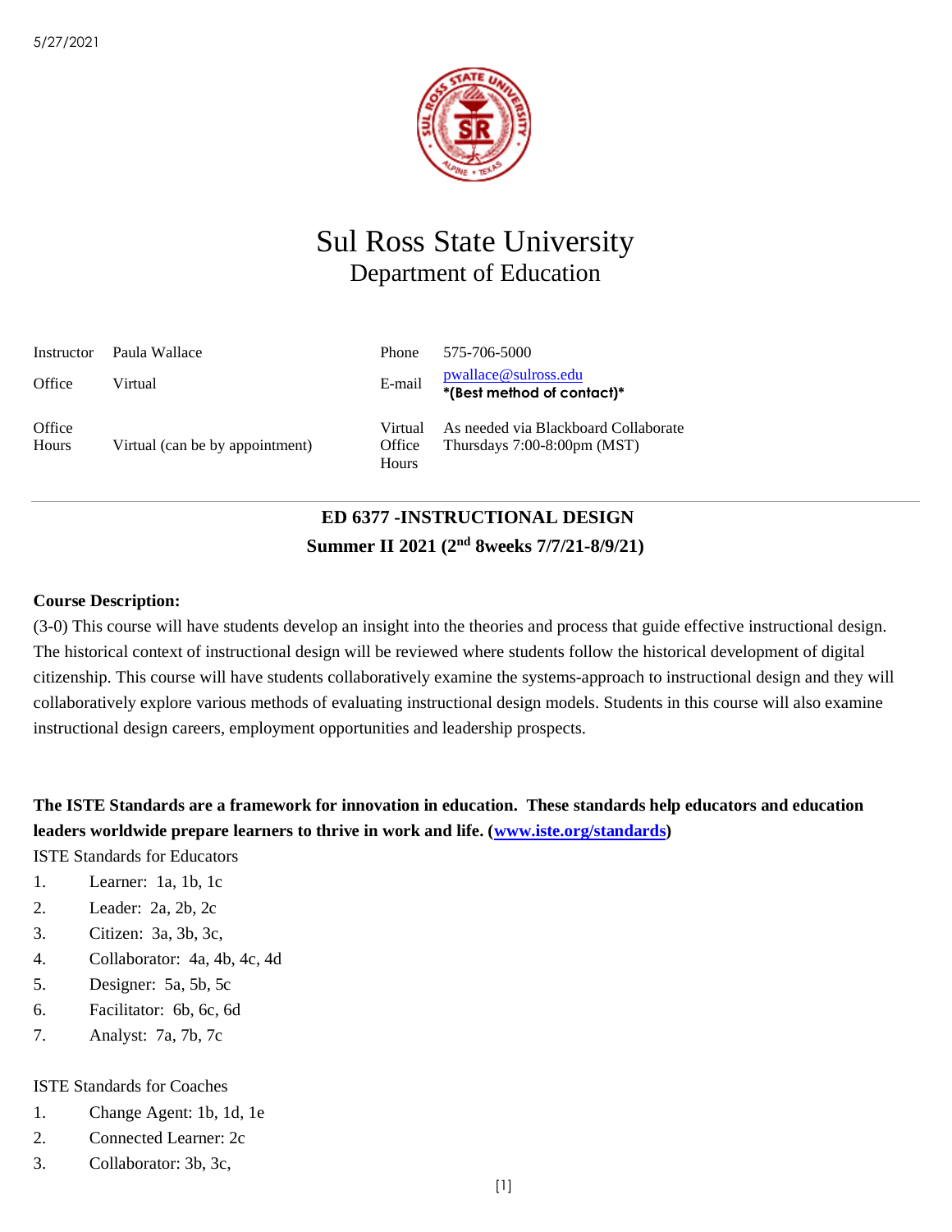5/27/2021

# Sul Ross State University
## Department of Education

| | | | |
|---|---|---|---|
| Instructor | Paula Wallace | Phone | 575-706-5000 |
| Office | Virtual | E-mail | pwallace@sulross.edu **\*(Best method of contact)\*** |
| Office Hours | Virtual (can be by appointment) | Virtual Office Hours | As needed via Blackboard Collaborate Thursdays 7:00-8:00pm (MST) |

---

**ED 6377 -INSTRUCTIONAL DESIGN**

**Summer II 2021 (2nd 8weeks 7/7/21-8/9/21)**

**Course Description:**

(3-0) This course will have students develop an insight into the theories and process that guide effective instructional design. The historical context of instructional design will be reviewed where students follow the historical development of digital citizenship. This course will have students collaboratively examine the systems-approach to instructional design and they will collaboratively explore various methods of evaluating instructional design models. Students in this course will also examine instructional design careers, employment opportunities and leadership prospects.

**The ISTE Standards are a framework for innovation in education. These standards help educators and education leaders worldwide prepare learners to thrive in work and life. (www.iste.org/standards)**

ISTE Standards for Educators

1. Learner: 1a, 1b, 1c
2. Leader: 2a, 2b, 2c
3. Citizen: 3a, 3b, 3c,
4. Collaborator: 4a, 4b, 4c, 4d
5. Designer: 5a, 5b, 5c
6. Facilitator: 6b, 6c, 6d
7. Analyst: 7a, 7b, 7c

ISTE Standards for Coaches

1. Change Agent: 1b, 1d, 1e
2. Connected Learner: 2c
3. Collaborator: 3b, 3c,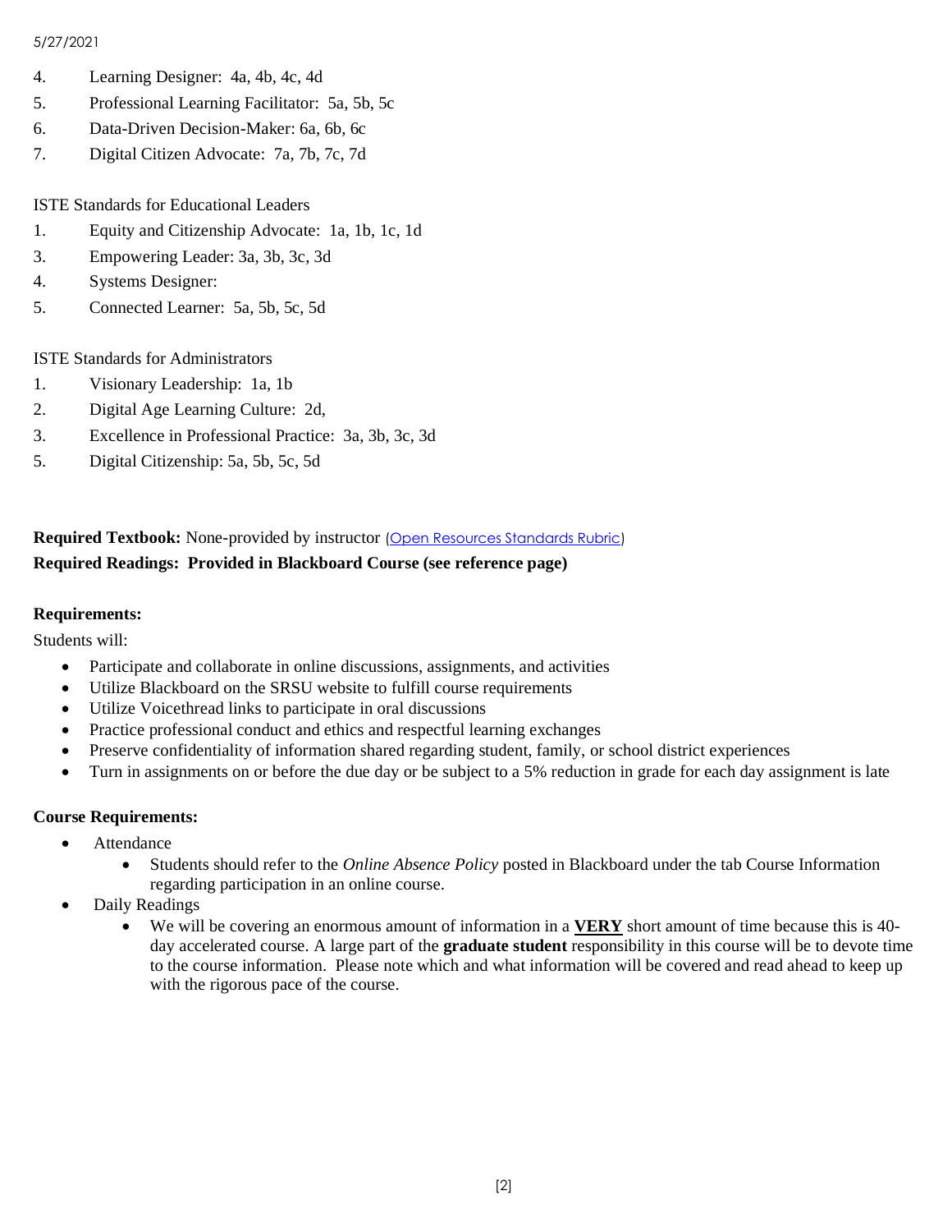4. Learning Designer: 4a, 4b, 4c, 4d
5. Professional Learning Facilitator: 5a, 5b, 5c
6. Data-Driven Decision-Maker: 6a, 6b, 6c
7. Digital Citizen Advocate: 7a, 7b, 7c, 7d

ISTE Standards for Educational Leaders

1. Equity and Citizenship Advocate: 1a, 1b, 1c, 1d
3. Empowering Leader: 3a, 3b, 3c, 3d
4. Systems Designer:
5. Connected Learner: 5a, 5b, 5c, 5d

ISTE Standards for Administrators

1. Visionary Leadership: 1a, 1b
2. Digital Age Learning Culture: 2d,
3. Excellence in Professional Practice: 3a, 3b, 3c, 3d
5. Digital Citizenship: 5a, 5b, 5c, 5d

**Required Textbook:** None-provided by instructor (Open Resources Standards Rubric)
**Required Readings: Provided in Blackboard Course (see reference page)**

**Requirements:**

Students will:

- Participate and collaborate in online discussions, assignments, and activities
- Utilize Blackboard on the SRSU website to fulfill course requirements
- Utilize Voicethread links to participate in oral discussions
- Practice professional conduct and ethics and respectful learning exchanges
- Preserve confidentiality of information shared regarding student, family, or school district experiences
- Turn in assignments on or before the due day or be subject to a 5% reduction in grade for each day assignment is late

**Course Requirements:**

- Attendance
  - Students should refer to the *Online Absence Policy* posted in Blackboard under the tab Course Information regarding participation in an online course.
- Daily Readings
  - We will be covering an enormous amount of information in a **VERY** short amount of time because this is 40-day accelerated course. A large part of the **graduate student** responsibility in this course will be to devote time to the course information. Please note which and what information will be covered and read ahead to keep up with the rigorous pace of the course.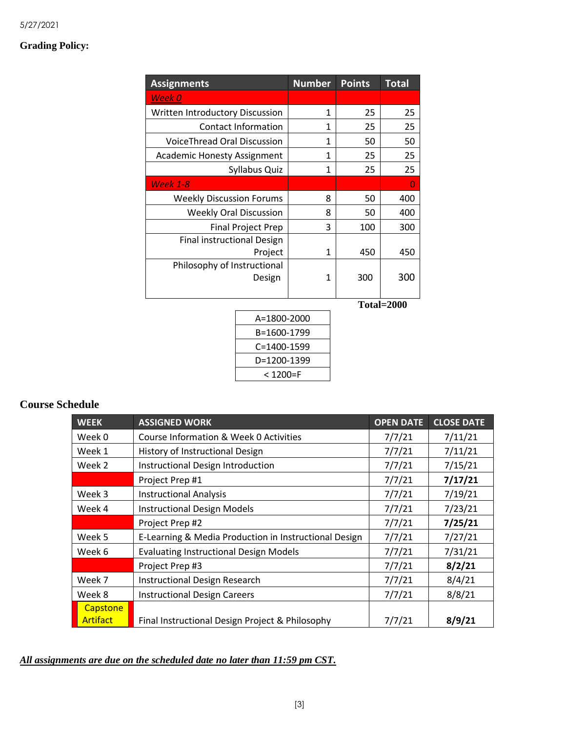**Grading Policy:**

| Assignments | Number | Points | Total |
|---|---|---|---|
| *Week 0* | | | |
| Written Introductory Discussion | 1 | 25 | 25 |
| Contact Information | 1 | 25 | 25 |
| VoiceThread Oral Discussion | 1 | 50 | 50 |
| Academic Honesty Assignment | 1 | 25 | 25 |
| Syllabus Quiz | 1 | 25 | 25 |
| *Week 1-8* | | | 0 |
| Weekly Discussion Forums | 8 | 50 | 400 |
| Weekly Oral Discussion | 8 | 50 | 400 |
| Final Project Prep | 3 | 100 | 300 |
| Final instructional Design Project | 1 | 450 | 450 |
| Philosophy of Instructional Design | 1 | 300 | 300 |

**Total=2000**

| |
|---|
| A=1800-2000 |
| B=1600-1799 |
| C=1400-1599 |
| D=1200-1399 |
| < 1200=F |

**Course Schedule**

| WEEK | ASSIGNED WORK | OPEN DATE | CLOSE DATE |
|---|---|---|---|
| Week 0 | Course Information & Week 0 Activities | 7/7/21 | 7/11/21 |
| Week 1 | History of Instructional Design | 7/7/21 | 7/11/21 |
| Week 2 | Instructional Design Introduction | 7/7/21 | 7/15/21 |
| | Project Prep #1 | 7/7/21 | **7/17/21** |
| Week 3 | Instructional Analysis | 7/7/21 | 7/19/21 |
| Week 4 | Instructional Design Models | 7/7/21 | 7/23/21 |
| | Project Prep #2 | 7/7/21 | **7/25/21** |
| Week 5 | E-Learning & Media Production in Instructional Design | 7/7/21 | 7/27/21 |
| Week 6 | Evaluating Instructional Design Models | 7/7/21 | 7/31/21 |
| | Project Prep #3 | 7/7/21 | **8/2/21** |
| Week 7 | Instructional Design Research | 7/7/21 | 8/4/21 |
| Week 8 | Instructional Design Careers | 7/7/21 | 8/8/21 |
| Capstone Artifact | Final Instructional Design Project & Philosophy | 7/7/21 | **8/9/21** |

***All assignments are due on the scheduled date no later than 11:59 pm CST.***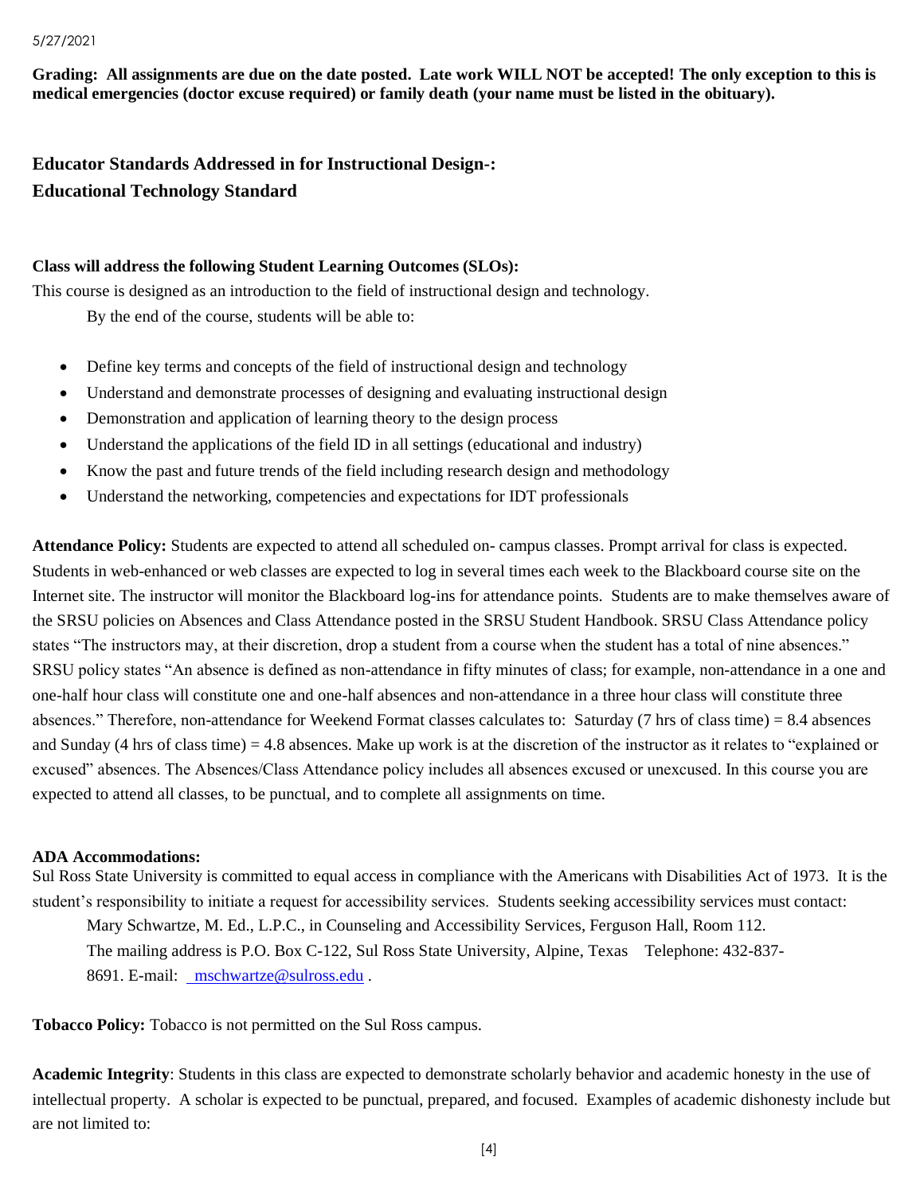**Grading: All assignments are due on the date posted. Late work WILL NOT be accepted! The only exception to this is medical emergencies (doctor excuse required) or family death (your name must be listed in the obituary).**

### Educator Standards Addressed in for Instructional Design-:
### Educational Technology Standard

**Class will address the following Student Learning Outcomes (SLOs):**

This course is designed as an introduction to the field of instructional design and technology.

By the end of the course, students will be able to:

- Define key terms and concepts of the field of instructional design and technology
- Understand and demonstrate processes of designing and evaluating instructional design
- Demonstration and application of learning theory to the design process
- Understand the applications of the field ID in all settings (educational and industry)
- Know the past and future trends of the field including research design and methodology
- Understand the networking, competencies and expectations for IDT professionals

**Attendance Policy:** Students are expected to attend all scheduled on- campus classes. Prompt arrival for class is expected. Students in web-enhanced or web classes are expected to log in several times each week to the Blackboard course site on the Internet site. The instructor will monitor the Blackboard log-ins for attendance points. Students are to make themselves aware of the SRSU policies on Absences and Class Attendance posted in the SRSU Student Handbook. SRSU Class Attendance policy states "The instructors may, at their discretion, drop a student from a course when the student has a total of nine absences." SRSU policy states "An absence is defined as non-attendance in fifty minutes of class; for example, non-attendance in a one and one-half hour class will constitute one and one-half absences and non-attendance in a three hour class will constitute three absences." Therefore, non-attendance for Weekend Format classes calculates to: Saturday (7 hrs of class time) = 8.4 absences and Sunday (4 hrs of class time) = 4.8 absences. Make up work is at the discretion of the instructor as it relates to "explained or excused" absences. The Absences/Class Attendance policy includes all absences excused or unexcused. In this course you are expected to attend all classes, to be punctual, and to complete all assignments on time.

**ADA Accommodations:**

Sul Ross State University is committed to equal access in compliance with the Americans with Disabilities Act of 1973. It is the student's responsibility to initiate a request for accessibility services. Students seeking accessibility services must contact:

Mary Schwartze, M. Ed., L.P.C., in Counseling and Accessibility Services, Ferguson Hall, Room 112. The mailing address is P.O. Box C-122, Sul Ross State University, Alpine, Texas Telephone: 432-837-8691. E-mail: mschwartze@sulross.edu .

**Tobacco Policy:** Tobacco is not permitted on the Sul Ross campus.

**Academic Integrity**: Students in this class are expected to demonstrate scholarly behavior and academic honesty in the use of intellectual property. A scholar is expected to be punctual, prepared, and focused. Examples of academic dishonesty include but are not limited to: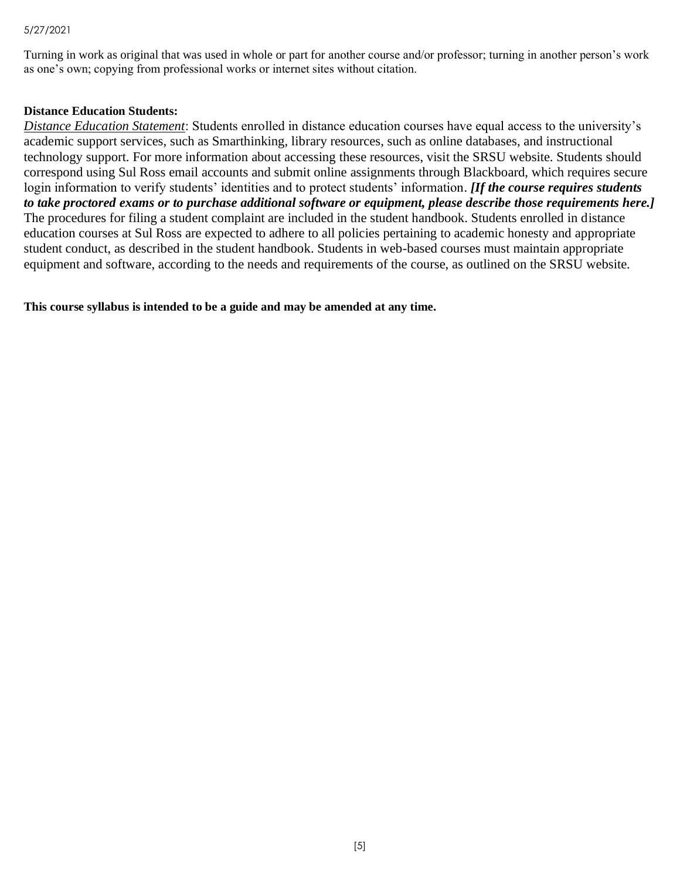Turning in work as original that was used in whole or part for another course and/or professor; turning in another person's work as one's own; copying from professional works or internet sites without citation.

**Distance Education Students:**

*Distance Education Statement*: Students enrolled in distance education courses have equal access to the university's academic support services, such as Smarthinking, library resources, such as online databases, and instructional technology support. For more information about accessing these resources, visit the SRSU website. Students should correspond using Sul Ross email accounts and submit online assignments through Blackboard, which requires secure login information to verify students' identities and to protect students' information. ***[If the course requires students to take proctored exams or to purchase additional software or equipment, please describe those requirements here.]*** The procedures for filing a student complaint are included in the student handbook. Students enrolled in distance education courses at Sul Ross are expected to adhere to all policies pertaining to academic honesty and appropriate student conduct, as described in the student handbook. Students in web-based courses must maintain appropriate equipment and software, according to the needs and requirements of the course, as outlined on the SRSU website.

**This course syllabus is intended to be a guide and may be amended at any time.**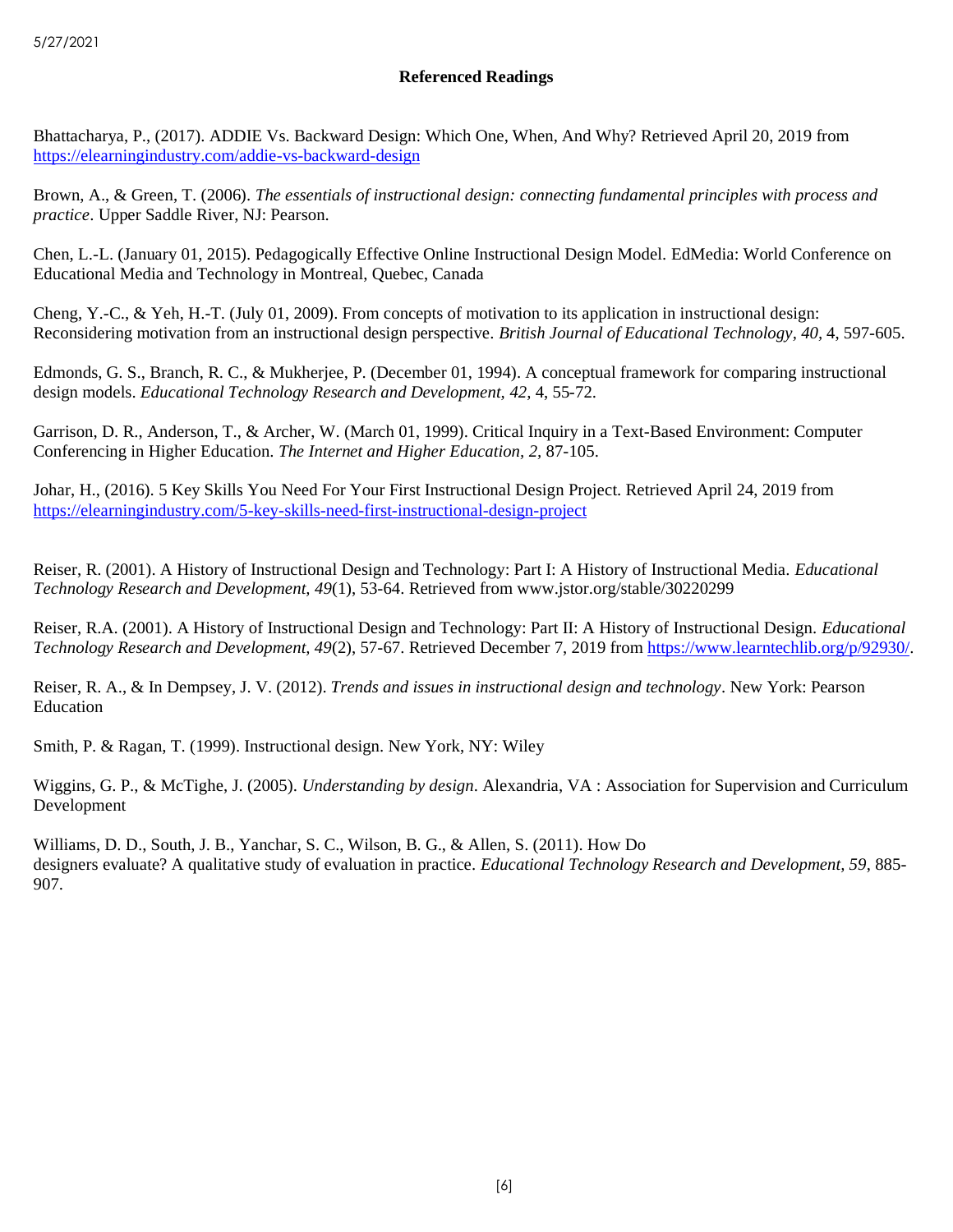**Referenced Readings**

Bhattacharya, P., (2017). ADDIE Vs. Backward Design: Which One, When, And Why? Retrieved April 20, 2019 from https://elearningindustry.com/addie-vs-backward-design

Brown, A., & Green, T. (2006). *The essentials of instructional design: connecting fundamental principles with process and practice*. Upper Saddle River, NJ: Pearson.

Chen, L.-L. (January 01, 2015). Pedagogically Effective Online Instructional Design Model. EdMedia: World Conference on Educational Media and Technology in Montreal, Quebec, Canada

Cheng, Y.-C., & Yeh, H.-T. (July 01, 2009). From concepts of motivation to its application in instructional design: Reconsidering motivation from an instructional design perspective. *British Journal of Educational Technology, 40*, 4, 597-605.

Edmonds, G. S., Branch, R. C., & Mukherjee, P. (December 01, 1994). A conceptual framework for comparing instructional design models. *Educational Technology Research and Development, 42*, 4, 55-72.

Garrison, D. R., Anderson, T., & Archer, W. (March 01, 1999). Critical Inquiry in a Text-Based Environment: Computer Conferencing in Higher Education. *The Internet and Higher Education, 2*, 87-105.

Johar, H., (2016). 5 Key Skills You Need For Your First Instructional Design Project. Retrieved April 24, 2019 from https://elearningindustry.com/5-key-skills-need-first-instructional-design-project

Reiser, R. (2001). A History of Instructional Design and Technology: Part I: A History of Instructional Media. *Educational Technology Research and Development, 49*(1), 53-64. Retrieved from www.jstor.org/stable/30220299

Reiser, R.A. (2001). A History of Instructional Design and Technology: Part II: A History of Instructional Design. *Educational Technology Research and Development, 49*(2), 57-67. Retrieved December 7, 2019 from https://www.learntechlib.org/p/92930/.

Reiser, R. A., & In Dempsey, J. V. (2012). *Trends and issues in instructional design and technology*. New York: Pearson Education

Smith, P. & Ragan, T. (1999). Instructional design. New York, NY: Wiley

Wiggins, G. P., & McTighe, J. (2005). *Understanding by design*. Alexandria, VA : Association for Supervision and Curriculum Development

Williams, D. D., South, J. B., Yanchar, S. C., Wilson, B. G., & Allen, S. (2011). How Do designers evaluate? A qualitative study of evaluation in practice. *Educational Technology Research and Development, 59*, 885-907.